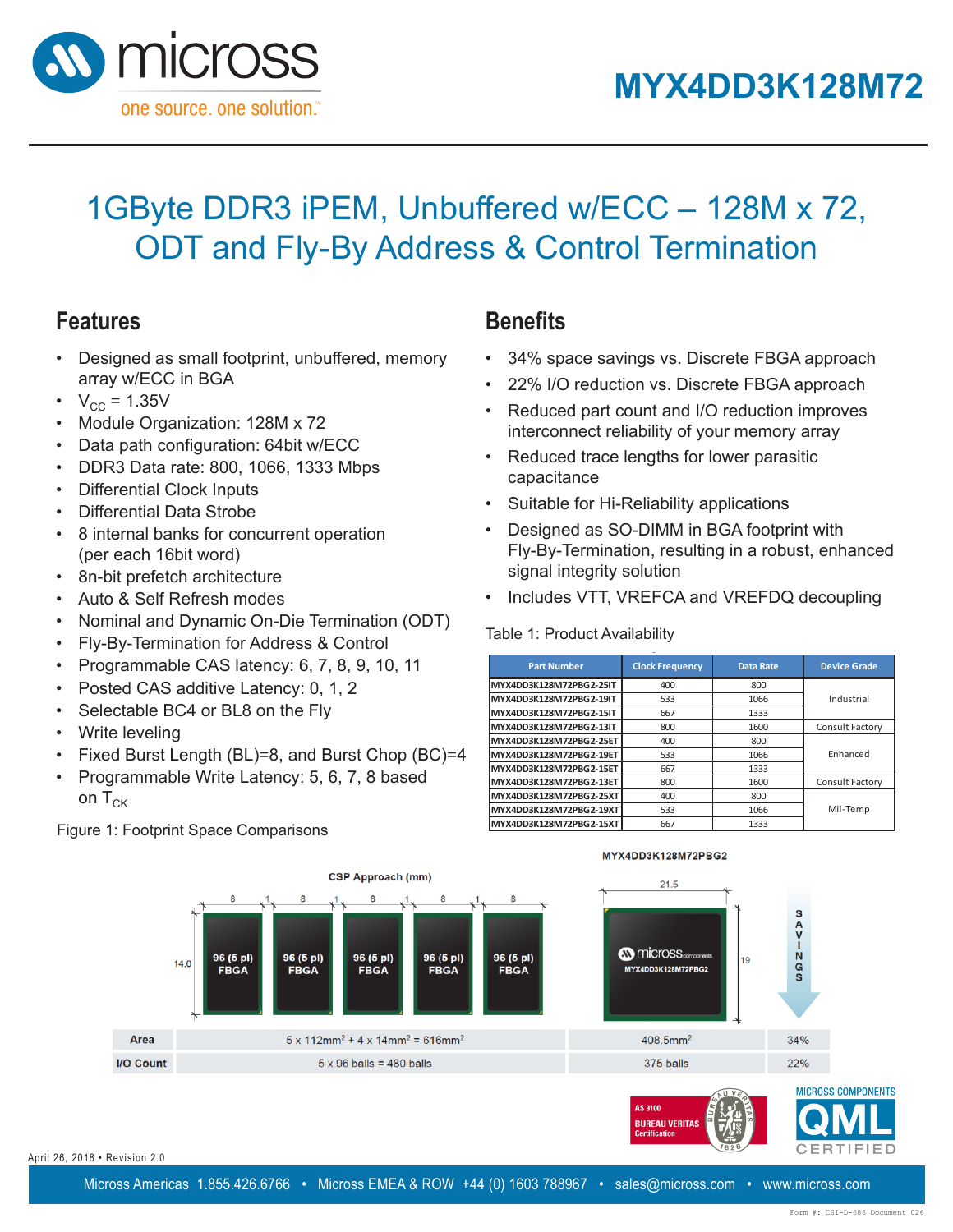# MYX4DD3K128M72

# 1GByte DDR3 iPEM, Unbuffered w/ECC – 128M x 72, ODT and Fly-By Address & Control Termination

## Features

- Designed as small footprint, unbuffered, memory array w/ECC in BGA
- $V_{CC}$ = 1.35V
- Module Organization: 128M x 72
- Data path configuration: 64bit w/ECC
- DDR3 Data rate: 800, 1066, 1333 Mbps
- Differential Clock Inputs
- Differential Data Strobe
- 8 internal banks for concurrent operation (per each 16bit word)
- 8n-bit prefetch architecture
- Auto & Self Refresh modes
- Nominal and Dynamic On-Die Termination (ODT)
- Fly-By-Termination for Address & Control
- Programmable CAS latency: 6, 7, 8, 9, 10, 11
- Posted CAS additive Latency: 0, 1, 2
- Selectable BC4 or BL8 on the Fly
- Write leveling
- Fixed Burst Length (BL)=8, and Burst Chop (BC)=4
- Programmable Write Latency: 5, 6, 7, 8 based on $T_{CK}$

## Benefits

- 34% space savings vs. Discrete FBGA approach
- 22% I/O reduction vs. Discrete FBGA approach
- Reduced part count and I/O reduction improves interconnect reliability of your memory array
- Reduced trace lengths for lower parasitic capacitance
- Suitable for Hi-Reliability applications
- Designed as SO-DIMM in BGA footprint with Fly-By-Termination, resulting in a robust, enhanced signal integrity solution
- Includes VTT, VREFCA and VREFDQ decoupling

Table 1: Product Availability

| Part Number | Clock Frequency | Data Rate | Device Grade |
|---|---|---|---|
| MYX4DD3K128M72PBG2-25IT | 400 | 800 | Industrial |
| MYX4DD3K128M72PBG2-19IT | 533 | 1066 | Industrial |
| MYX4DD3K128M72PBG2-15IT | 667 | 1333 | Industrial |
| MYX4DD3K128M72PBG2-13IT | 800 | 1600 | Consult Factory |
| MYX4DD3K128M72PBG2-25ET | 400 | 800 | Enhanced |
| MYX4DD3K128M72PBG2-19ET | 533 | 1066 | Enhanced |
| MYX4DD3K128M72PBG2-15ET | 667 | 1333 | Enhanced |
| MYX4DD3K128M72PBG2-13ET | 800 | 1600 | Consult Factory |
| MYX4DD3K128M72PBG2-25XT | 400 | 800 | Mil-Temp |
| MYX4DD3K128M72PBG2-19XT | 533 | 1066 | Mil-Temp |
| MYX4DD3K128M72PBG2-15XT | 667 | 1333 | Mil-Temp |

Figure 1: Footprint Space Comparisons

| | CSP Approach (mm) | MYX4DD3K128M72PBG2 | SAVINGS |
|---|---|---|---|
| Area | 5 x 112mm² + 4 x 14mm² = 616mm² | 408.5mm² | 34% |
| I/O Count | 5 x 96 balls = 480 balls | 375 balls | 22% |

April 26, 2018 • Revision 2.0

Micross Americas 1.855.426.6766 • Micross EMEA & ROW +44 (0) 1603 788967 • sales@micross.com • www.micross.com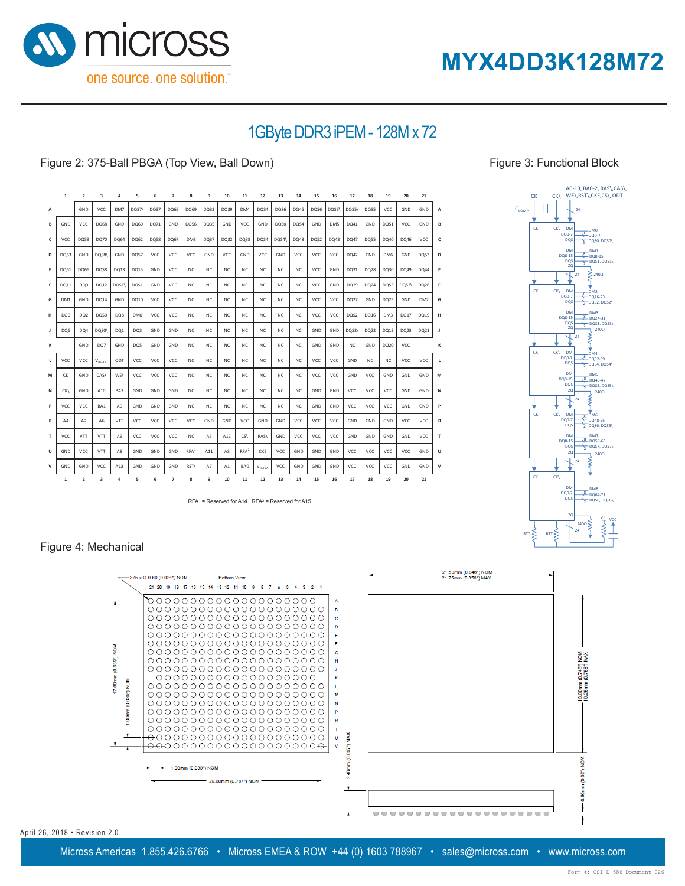# 1GByte DDR3 iPEM - 128M x 72

## Figure 2: 375-Ball PBGA (Top View, Ball Down)

| | 1 | 2 | 3 | 4 | 5 | 6 | 7 | 8 | 9 | 10 | 11 | 12 | 13 | 14 | 15 | 16 | 17 | 18 | 19 | 20 | 21 |
|---|---|---|---|---|---|---|---|---|---|---|---|---|---|---|---|---|---|---|---|---|---|
| A | | GND | VCC | DM7 | DQS7\ | DQS7 | DQ65 | DQ69 | DQ33 | DQ39 | DM4 | DQ34 | DQ36 | DQ45 | DQS6 | DQS6\ | DQS5\ | DQS5 | VCC | GND | GND |
| B | GND | VCC | DQ68 | GND | DQ60 | DQ71 | GND | DQ56 | DQ35 | GND | VCC | GND | DQ50 | DQ54 | GND | DM5 | DQ41 | GND | DQ51 | VCC | GND |
| C | VCC | DQ59 | DQ70 | DQ64 | DQ62 | DQ58 | DQ67 | DM8 | DQ37 | DQ32 | DQ38 | DQS4 | DQS4\ | DQ48 | DQ52 | DQ43 | DQ47 | DQ55 | DQ40 | DQ46 | VCC |
| D | DQ63 | GND | DQS8\ | GND | DQS7 | VCC | VCC | VCC | GND | VCC | GND | VCC | GND | VCC | VCC | VCC | DQ42 | GND | DM6 | GND | DQ53 |
| E | DQ61 | DQ66 | DQS8 | DQ13 | DQ15 | GND | VCC | NC | NC | NC | NC | NC | NC | NC | VCC | GND | DQ31 | DQ28 | DQ30 | DQ49 | DQ44 |
| F | DQ11 | DQ9 | DQ12 | DQS1\ | DQS1 | GND | VCC | NC | NC | NC | NC | NC | NC | NC | VCC | VCC | DQ29 | DQ24 | DQS3 | DQS3\ | DQ26 |
| G | DM1 | GND | DQ14 | GND | DQ10 | VCC | VCC | NC | NC | NC | NC | NC | NC | NC | VCC | VCC | DQ27 | GND | DQ25 | GND | DM2 |
| H | DQ0 | DQ2 | DQS0 | DQ8 | DM0 | VCC | VCC | NC | NC | NC | NC | NC | NC | NC | VCC | VCC | DQS2 | DQ16 | DM3 | DQ17 | DQ19 |
| J | DQ6 | DQ4 | DQS0\ | DQ1 | DQ3 | GND | GND | NC | NC | NC | NC | NC | NC | NC | GND | GND | DQS2\ | DQ22 | DQ18 | DQ23 | DQ21 |
| K | | GND | DQ7 | GND | DQ5 | GND | GND | NC | NC | NC | NC | NC | NC | NC | GND | GND | NC | GND | DQ20 | VCC | |
| L | VCC | VCC | $V_{REFDQ}$ | ODT | VCC | VCC | VCC | NC | NC | NC | NC | NC | NC | NC | VCC | VCC | GND | NC | NC | VCC | VCC |
| M | CK | GND | CAS\ | WE\ | VCC | VCC | VCC | NC | NC | NC | NC | NC | NC | NC | VCC | VCC | GND | VCC | GND | GND | GND |
| N | CK\ | GND | A10 | BA2 | GND | GND | GND | NC | NC | NC | NC | NC | NC | NC | GND | GND | VCC | VCC | VCC | GND | GND |
| P | VCC | VCC | BA1 | A0 | GND | GND | GND | NC | NC | NC | NC | NC | NC | NC | GND | GND | VCC | VCC | VCC | GND | GND |
| R | A4 | A2 | A6 | VTT | VCC | VCC | VCC | VCC | GND | GND | VCC | GND | GND | VCC | VCC | VCC | GND | GND | GND | VCC | VCC |
| T | VCC | VTT | VTT | A9 | VCC | VCC | VCC | NC | A5 | A12 | CS\ | RAS\ | GND | VCC | VCC | VCC | GND | GND | GND | GND | VCC |
| U | GND | VCC | VTT | A8 | GND | GND | GND | RFA[1] | A11 | A3 | RFA[2] | CKE | VCC | GND | GND | GND | VCC | VCC | VCC | VCC | GND |
| V | GND | GND | VCC | A13 | GND | GND | GND | RST\ | A7 | A1 | BA0 | $V_{REFCA}$ | VCC | GND | GND | GND | VCC | VCC | VCC | GND | GND |

RFA[1] = Reserved for A14 RFA[2] = Reserved for A15

## Figure 3: Functional Block

A0-13, BA0-2, RAS\,CAS\, WE\,RST\,CKE,CS\, ODT

CK CK\ $C_{COMP}$ 24

DM0, DQ0-7, DQS0, DQS0\
DM1, DQ8-15, DQS1, DQS1\ 240Ω
DM2, DQ16-23, DQS2, DQS2\
DM3, DQ24-31, DQS3, DQS3\ 240Ω
DM4, DQ32-39, DQS4, DQS4\
DM5, DQ40-47, DQS5, DQS5\ 240Ω
DM6, DQ48-55, DQS6, DQS6\
DM7, DQ56-63, DQS7, DQS7\ 240Ω
DM8, DQ64-71, DQS8, DQS8\ 240Ω

RTT RTT VTT VCC

## Figure 4: Mechanical

375 x Ø 0.60 (0.024") NOM

Bottom View

17.00mm (0.669") NOM

1.00mm (0.039") NOM

20.00mm (0.787") NOM

2.46mm (0.097") MAX

21.50mm (0.846") NOM
21.75mm (0.856") MAX

19.00mm (0.748") NOM
19.25mm (0.758") MAX

0.50mm (0.02") NOM

April 26, 2018 • Revision 2.0